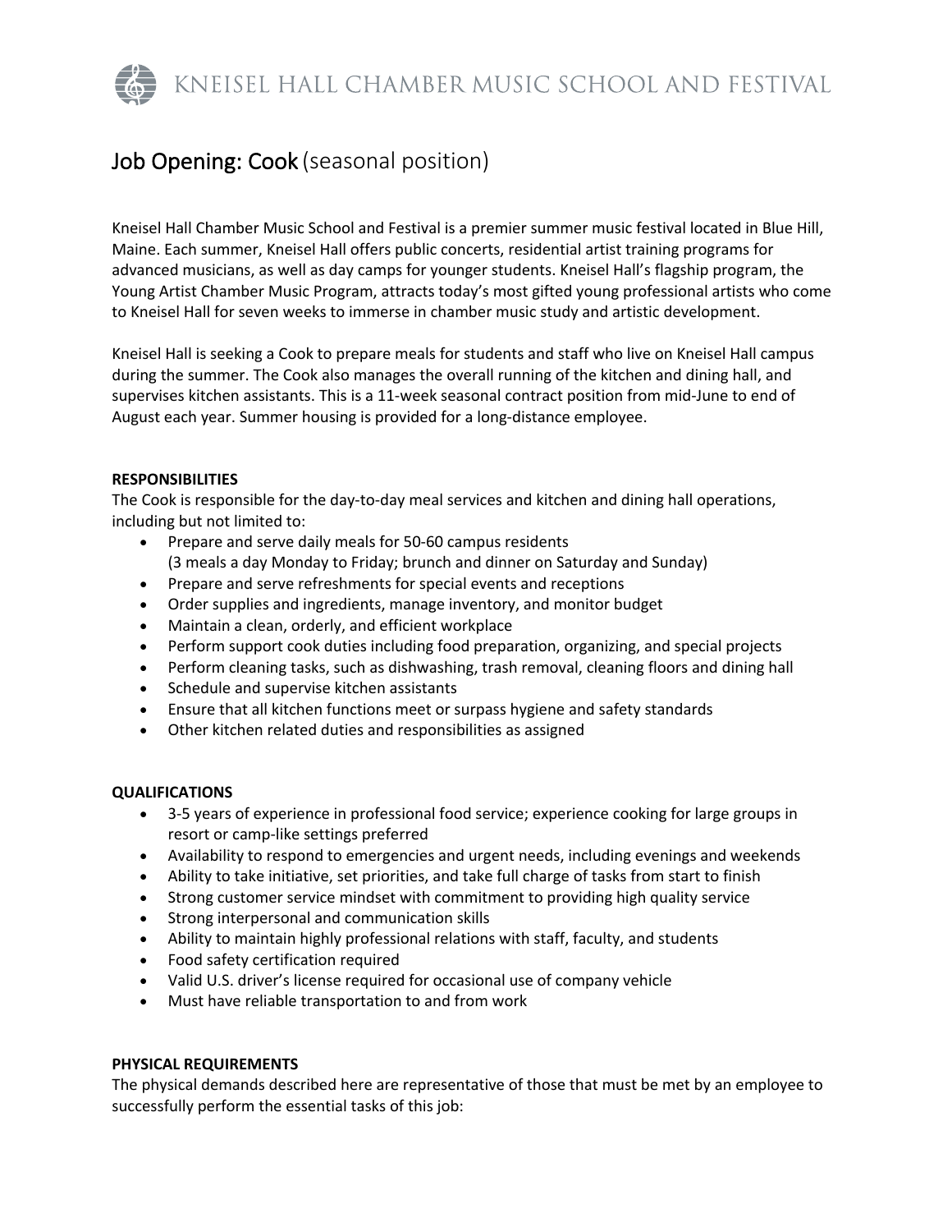# KNEISEL HALL CHAMBER MUSIC SCHOOL AND FESTIVAL

## Job Opening: Cook (seasonal position)

Kneisel Hall Chamber Music School and Festival is a premier summer music festival located in Blue Hill, Maine. Each summer, Kneisel Hall offers public concerts, residential artist training programs for advanced musicians, as well as day camps for younger students. Kneisel Hall's flagship program, the Young Artist Chamber Music Program, attracts today's most gifted young professional artists who come to Kneisel Hall for seven weeks to immerse in chamber music study and artistic development.

Kneisel Hall is seeking a Cook to prepare meals for students and staff who live on Kneisel Hall campus during the summer. The Cook also manages the overall running of the kitchen and dining hall, and supervises kitchen assistants. This is a 11-week seasonal contract position from mid-June to end of August each year. Summer housing is provided for a long-distance employee.

**RESPONSIBILITIES**

The Cook is responsible for the day-to-day meal services and kitchen and dining hall operations, including but not limited to:

- Prepare and serve daily meals for 50-60 campus residents
  (3 meals a day Monday to Friday; brunch and dinner on Saturday and Sunday)
- Prepare and serve refreshments for special events and receptions
- Order supplies and ingredients, manage inventory, and monitor budget
- Maintain a clean, orderly, and efficient workplace
- Perform support cook duties including food preparation, organizing, and special projects
- Perform cleaning tasks, such as dishwashing, trash removal, cleaning floors and dining hall
- Schedule and supervise kitchen assistants
- Ensure that all kitchen functions meet or surpass hygiene and safety standards
- Other kitchen related duties and responsibilities as assigned

**QUALIFICATIONS**

- 3-5 years of experience in professional food service; experience cooking for large groups in resort or camp-like settings preferred
- Availability to respond to emergencies and urgent needs, including evenings and weekends
- Ability to take initiative, set priorities, and take full charge of tasks from start to finish
- Strong customer service mindset with commitment to providing high quality service
- Strong interpersonal and communication skills
- Ability to maintain highly professional relations with staff, faculty, and students
- Food safety certification required
- Valid U.S. driver's license required for occasional use of company vehicle
- Must have reliable transportation to and from work

**PHYSICAL REQUIREMENTS**

The physical demands described here are representative of those that must be met by an employee to successfully perform the essential tasks of this job: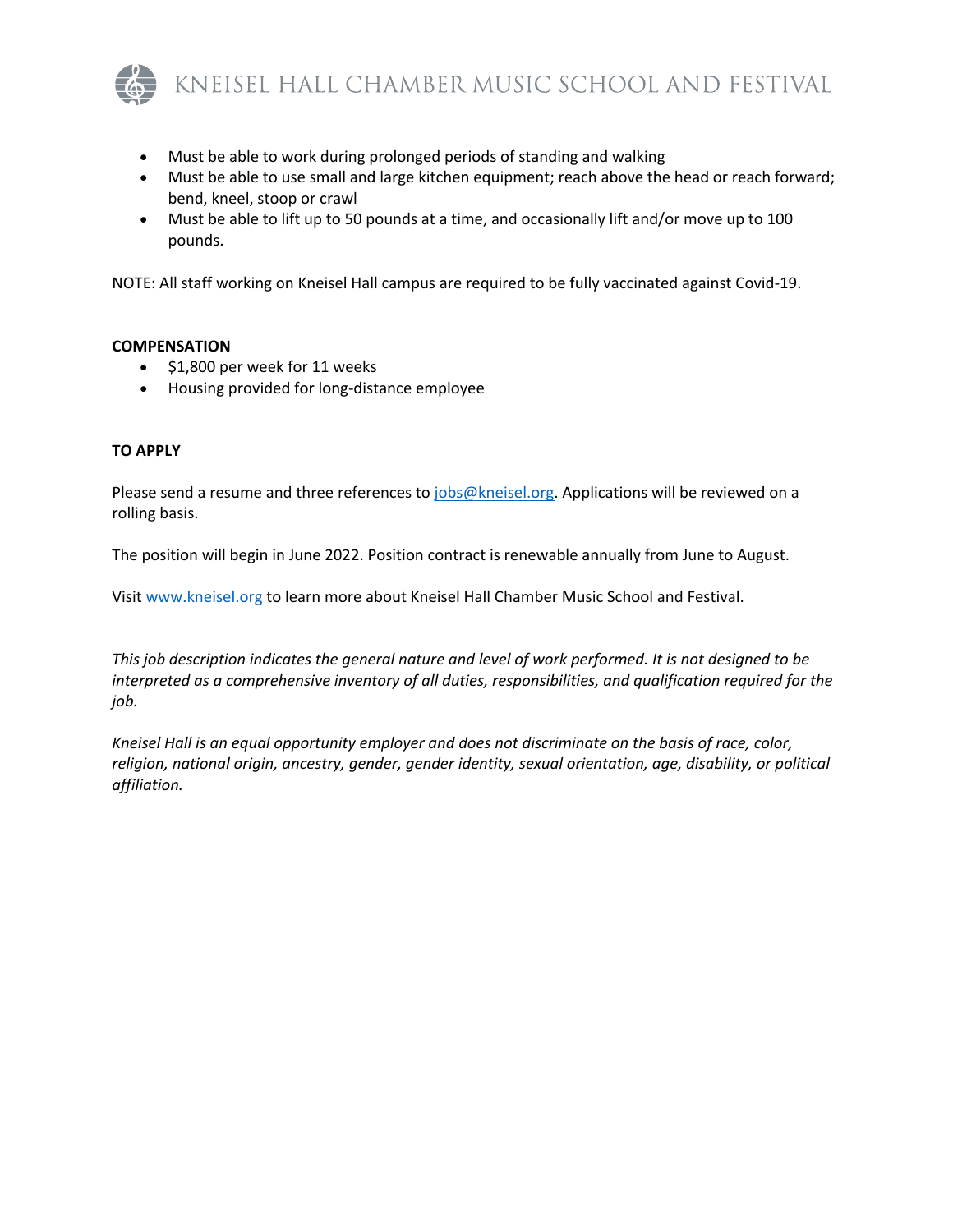- Must be able to work during prolonged periods of standing and walking
- Must be able to use small and large kitchen equipment; reach above the head or reach forward; bend, kneel, stoop or crawl
- Must be able to lift up to 50 pounds at a time, and occasionally lift and/or move up to 100 pounds.

NOTE: All staff working on Kneisel Hall campus are required to be fully vaccinated against Covid-19.

**COMPENSATION**

- $1,800 per week for 11 weeks
- Housing provided for long-distance employee

**TO APPLY**

Please send a resume and three references to jobs@kneisel.org. Applications will be reviewed on a rolling basis.

The position will begin in June 2022. Position contract is renewable annually from June to August.

Visit www.kneisel.org to learn more about Kneisel Hall Chamber Music School and Festival.

*This job description indicates the general nature and level of work performed. It is not designed to be interpreted as a comprehensive inventory of all duties, responsibilities, and qualification required for the job.*

*Kneisel Hall is an equal opportunity employer and does not discriminate on the basis of race, color, religion, national origin, ancestry, gender, gender identity, sexual orientation, age, disability, or political affiliation.*